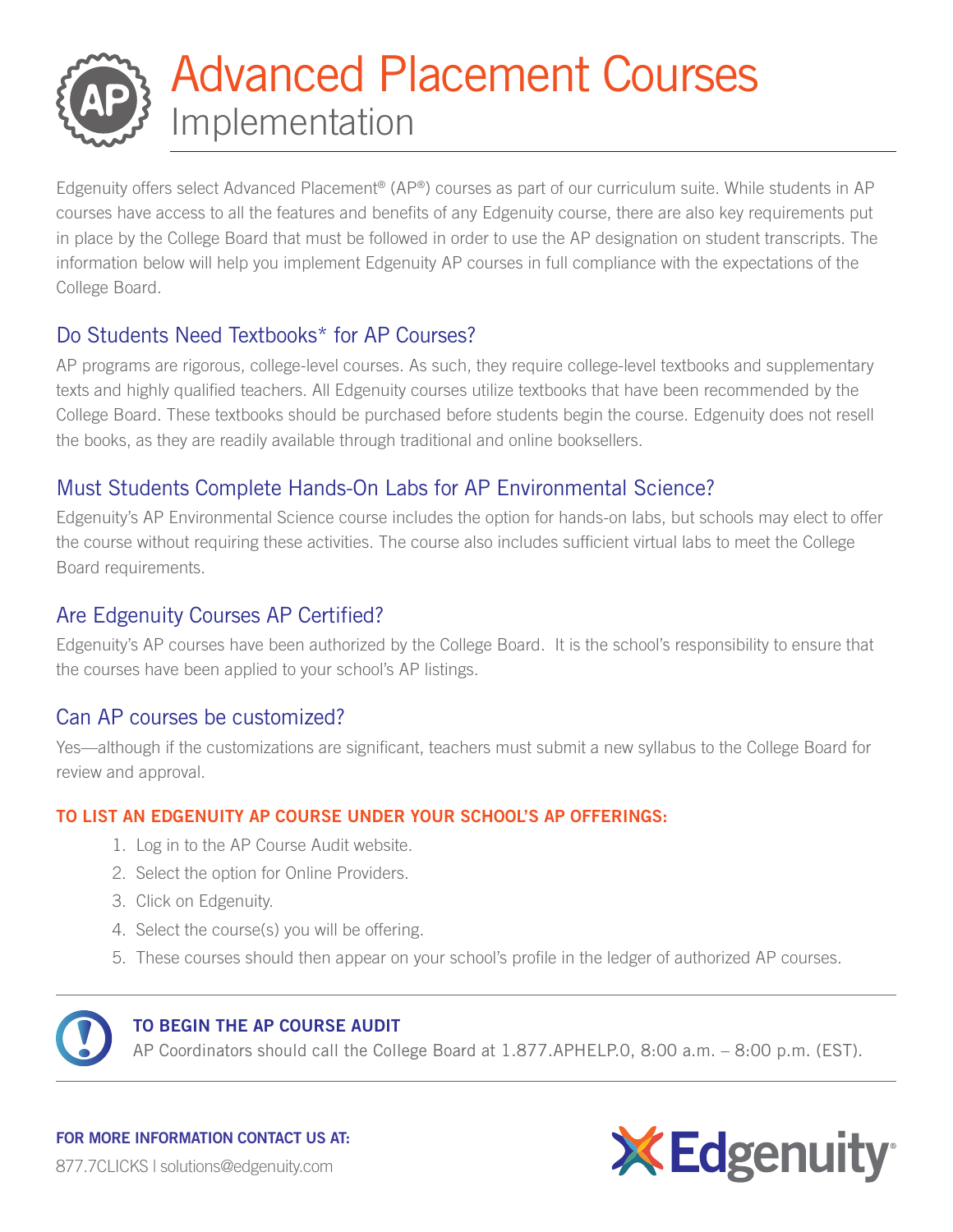# Advanced Placement Courses

## Implementation

Edgenuity offers select Advanced Placement® (AP®) courses as part of our curriculum suite. While students in AP courses have access to all the features and benefits of any Edgenuity course, there are also key requirements put in place by the College Board that must be followed in order to use the AP designation on student transcripts. The information below will help you implement Edgenuity AP courses in full compliance with the expectations of the College Board.

### Do Students Need Textbooks* for AP Courses?

AP programs are rigorous, college-level courses. As such, they require college-level textbooks and supplementary texts and highly qualified teachers. All Edgenuity courses utilize textbooks that have been recommended by the College Board. These textbooks should be purchased before students begin the course. Edgenuity does not resell the books, as they are readily available through traditional and online booksellers.

### Must Students Complete Hands-On Labs for AP Environmental Science?

Edgenuity's AP Environmental Science course includes the option for hands-on labs, but schools may elect to offer the course without requiring these activities. The course also includes sufficient virtual labs to meet the College Board requirements.

### Are Edgenuity Courses AP Certified?

Edgenuity's AP courses have been authorized by the College Board. It is the school's responsibility to ensure that the courses have been applied to your school's AP listings.

### Can AP courses be customized?

Yes—although if the customizations are significant, teachers must submit a new syllabus to the College Board for review and approval.

**TO LIST AN EDGENUITY AP COURSE UNDER YOUR SCHOOL'S AP OFFERINGS:**

1. Log in to the AP Course Audit website.
2. Select the option for Online Providers.
3. Click on Edgenuity.
4. Select the course(s) you will be offering.
5. These courses should then appear on your school's profile in the ledger of authorized AP courses.

**TO BEGIN THE AP COURSE AUDIT**

AP Coordinators should call the College Board at 1.877.APHELP.0, 8:00 a.m. – 8:00 p.m. (EST).

**FOR MORE INFORMATION CONTACT US AT:**

877.7CLICKS | solutions@edgenuity.com

Edgenuity®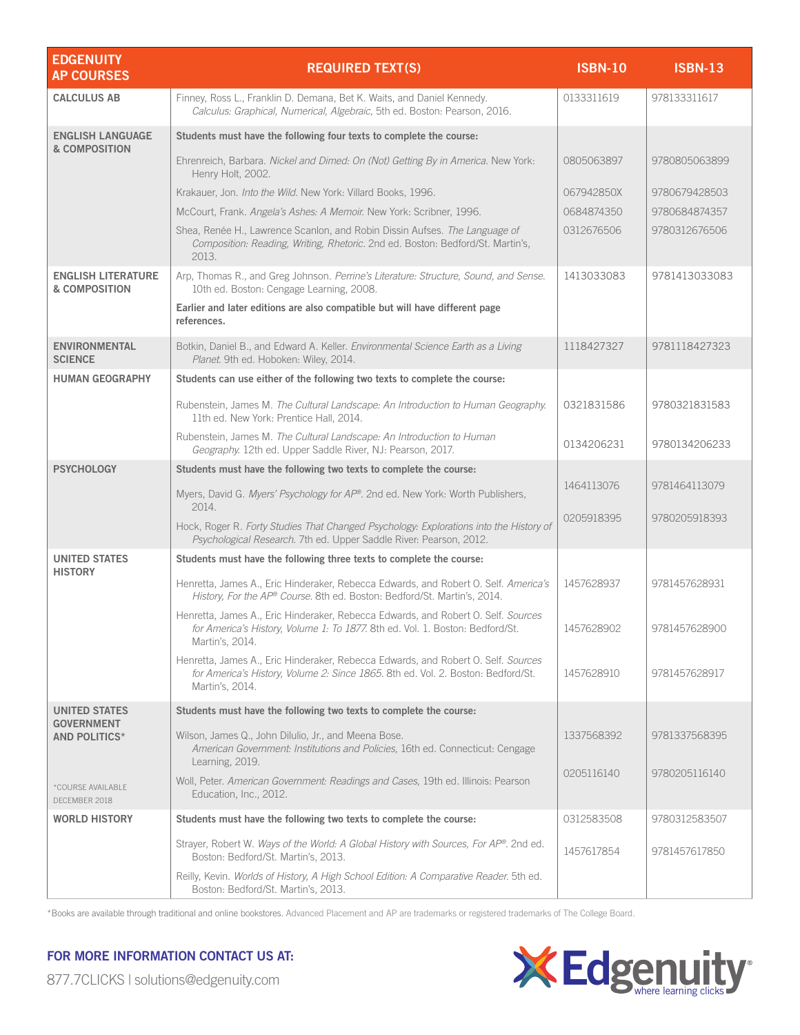| EDGENUITY AP COURSES | REQUIRED TEXT(S) | ISBN-10 | ISBN-13 |
|---|---|---|---|
| CALCULUS AB | Finney, Ross L., Franklin D. Demana, Bet K. Waits, and Daniel Kennedy. *Calculus: Graphical, Numerical, Algebraic,* 5th ed. Boston: Pearson, 2016. | 0133311619 | 978133311617 |
| ENGLISH LANGUAGE & COMPOSITION | **Students must have the following four texts to complete the course:** | | |
| | Ehrenreich, Barbara. *Nickel and Dimed: On (Not) Getting By in America.* New York: Henry Holt, 2002. | 0805063897 | 9780805063899 |
| | Krakauer, Jon. *Into the Wild.* New York: Villard Books, 1996. | 067942850X | 9780679428503 |
| | McCourt, Frank. *Angela's Ashes: A Memoir.* New York: Scribner, 1996. | 0684874350 | 9780684874357 |
| | Shea, Renée H., Lawrence Scanlon, and Robin Dissin Aufses. *The Language of Composition: Reading, Writing, Rhetoric.* 2nd ed. Boston: Bedford/St. Martin's, 2013. | 0312676506 | 9780312676506 |
| ENGLISH LITERATURE & COMPOSITION | Arp, Thomas R., and Greg Johnson. *Perrine's Literature: Structure, Sound, and Sense.* 10th ed. Boston: Cengage Learning, 2008. | 1413033083 | 9781413033083 |
| | **Earlier and later editions are also compatible but will have different page references.** | | |
| ENVIRONMENTAL SCIENCE | Botkin, Daniel B., and Edward A. Keller. *Environmental Science Earth as a Living Planet.* 9th ed. Hoboken: Wiley, 2014. | 1118427327 | 9781118427323 |
| HUMAN GEOGRAPHY | **Students can use either of the following two texts to complete the course:** | | |
| | Rubenstein, James M. *The Cultural Landscape: An Introduction to Human Geography.* 11th ed. New York: Prentice Hall, 2014. | 0321831586 | 9780321831583 |
| | Rubenstein, James M. *The Cultural Landscape: An Introduction to Human Geography.* 12th ed. Upper Saddle River, NJ: Pearson, 2017. | 0134206231 | 9780134206233 |
| PSYCHOLOGY | **Students must have the following two texts to complete the course:** | | |
| | Myers, David G. *Myers' Psychology for AP®.* 2nd ed. New York: Worth Publishers, 2014. | 1464113076 | 9781464113079 |
| | Hock, Roger R. *Forty Studies That Changed Psychology: Explorations into the History of Psychological Research.* 7th ed. Upper Saddle River: Pearson, 2012. | 0205918395 | 9780205918393 |
| UNITED STATES HISTORY | **Students must have the following three texts to complete the course:** | | |
| | Henretta, James A., Eric Hinderaker, Rebecca Edwards, and Robert O. Self. *America's History, For the AP® Course.* 8th ed. Boston: Bedford/St. Martin's, 2014. | 1457628937 | 9781457628931 |
| | Henretta, James A., Eric Hinderaker, Rebecca Edwards, and Robert O. Self. *Sources for America's History, Volume 1: To 1877.* 8th ed. Vol. 1. Boston: Bedford/St. Martin's, 2014. | 1457628902 | 9781457628900 |
| | Henretta, James A., Eric Hinderaker, Rebecca Edwards, and Robert O. Self. *Sources for America's History, Volume 2: Since 1865.* 8th ed. Vol. 2. Boston: Bedford/St. Martin's, 2014. | 1457628910 | 9781457628917 |
| UNITED STATES GOVERNMENT AND POLITICS* | **Students must have the following two texts to complete the course:** | | |
| | Wilson, James Q., John DiIulio, Jr., and Meena Bose. *American Government: Institutions and Policies,* 16th ed. Connecticut: Cengage Learning, 2019. | 1337568392 | 9781337568395 |
| *COURSE AVAILABLE DECEMBER 2018 | Woll, Peter. *American Government: Readings and Cases,* 19th ed. Illinois: Pearson Education, Inc., 2012. | 0205116140 | 9780205116140 |
| WORLD HISTORY | **Students must have the following two texts to complete the course:** | 0312583508 | 9780312583507 |
| | Strayer, Robert W. *Ways of the World: A Global History with Sources, For AP®.* 2nd ed. Boston: Bedford/St. Martin's, 2013. | 1457617854 | 9781457617850 |
| | Reilly, Kevin. *Worlds of History, A High School Edition: A Comparative Reader.* 5th ed. Boston: Bedford/St. Martin's, 2013. | | |

*Books are available through traditional and online bookstores. Advanced Placement and AP are trademarks or registered trademarks of The College Board.

**FOR MORE INFORMATION CONTACT US AT:**

877.7CLICKS | solutions@edgenuity.com

Edgenuity® where learning clicks